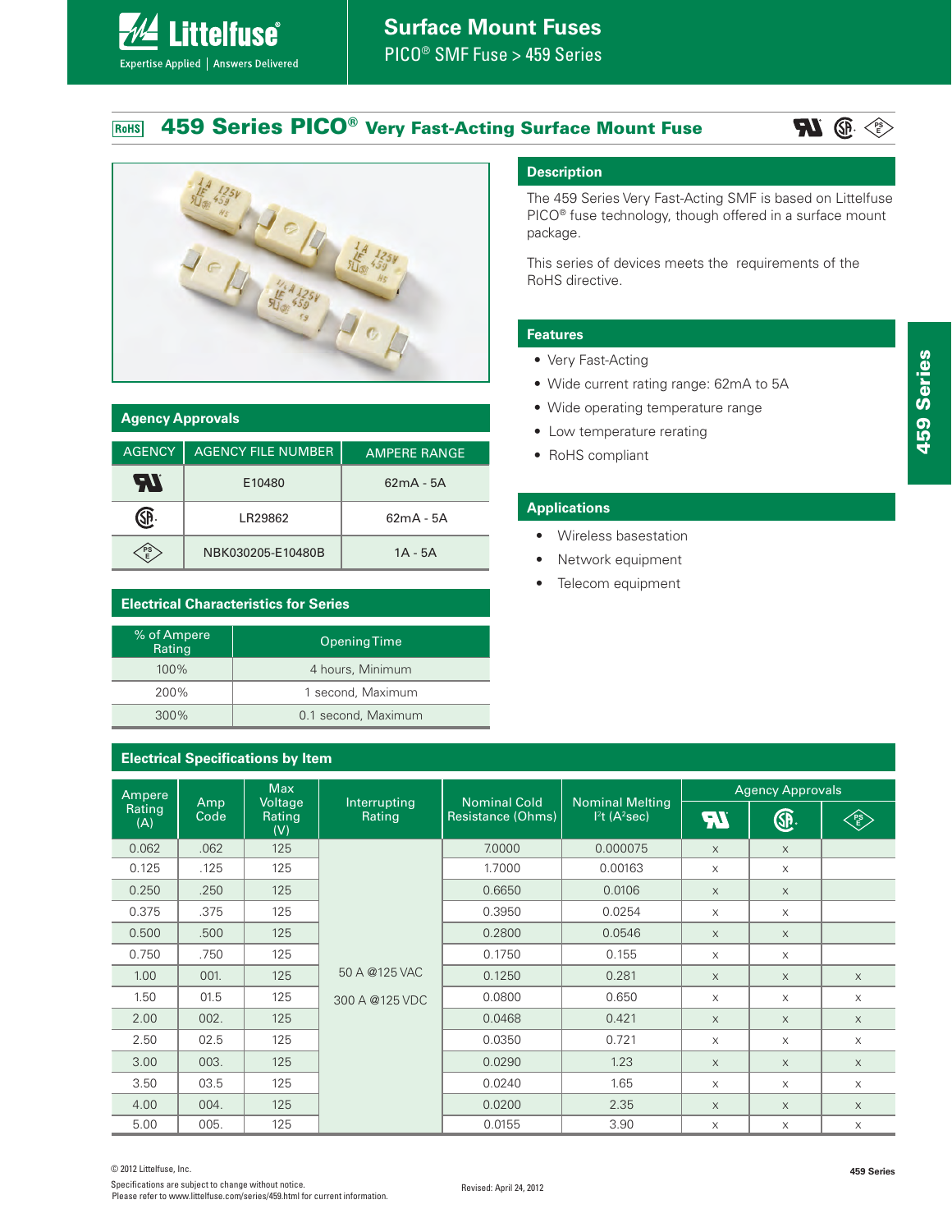# Surface Mount Fuses

PICO® SMF Fuse > 459 Series

## 459 Series PICO® Very Fast-Acting Surface Mount Fuse

RoHS

### Description

The 459 Series Very Fast-Acting SMF is based on Littelfuse PICO® fuse technology, though offered in a surface mount package.

This series of devices meets the requirements of the RoHS directive.

### Features

- Very Fast-Acting
- Wide current rating range: 62mA to 5A
- Wide operating temperature range
- Low temperature rerating
- RoHS compliant

### Applications

- Wireless basestation
- Network equipment
- Telecom equipment

### Agency Approvals

| AGENCY | AGENCY FILE NUMBER | AMPERE RANGE |
|---|---|---|
| UL (Recognized) | E10480 | 62mA - 5A |
| CSA | LR29862 | 62mA - 5A |
| PSE | NBK030205-E10480B | 1A - 5A |

### Electrical Characteristics for Series

| % of Ampere Rating | Opening Time |
|---|---|
| 100% | 4 hours, Minimum |
| 200% | 1 second, Maximum |
| 300% | 0.1 second, Maximum |

### Electrical Specifications by Item

| Ampere Rating (A) | Amp Code | Max Voltage Rating (V) | Interrupting Rating | Nominal Cold Resistance (Ohms) | Nominal Melting I²t (A²sec) | Agency Approvals | | |
|---|---|---|---|---|---|---|---|---|
| | | | | | | UL | CSA | PSE |
| 0.062 | .062 | 125 | 50 A @125 VAC<br>300 A @125 VDC | 7.0000 | 0.000075 | x | x | |
| 0.125 | .125 | 125 | | 1.7000 | 0.00163 | x | x | |
| 0.250 | .250 | 125 | | 0.6650 | 0.0106 | x | x | |
| 0.375 | .375 | 125 | | 0.3950 | 0.0254 | x | x | |
| 0.500 | .500 | 125 | | 0.2800 | 0.0546 | x | x | |
| 0.750 | .750 | 125 | | 0.1750 | 0.155 | x | x | |
| 1.00 | 001. | 125 | | 0.1250 | 0.281 | x | x | x |
| 1.50 | 01.5 | 125 | | 0.0800 | 0.650 | x | x | x |
| 2.00 | 002. | 125 | | 0.0468 | 0.421 | x | x | x |
| 2.50 | 02.5 | 125 | | 0.0350 | 0.721 | x | x | x |
| 3.00 | 003. | 125 | | 0.0290 | 1.23 | x | x | x |
| 3.50 | 03.5 | 125 | | 0.0240 | 1.65 | x | x | x |
| 4.00 | 004. | 125 | | 0.0200 | 2.35 | x | x | x |
| 5.00 | 005. | 125 | | 0.0155 | 3.90 | x | x | x |

© 2012 Littelfuse, Inc.

Specifications are subject to change without notice.
Please refer to www.littelfuse.com/series/459.html for current information.

Revised: April 24, 2012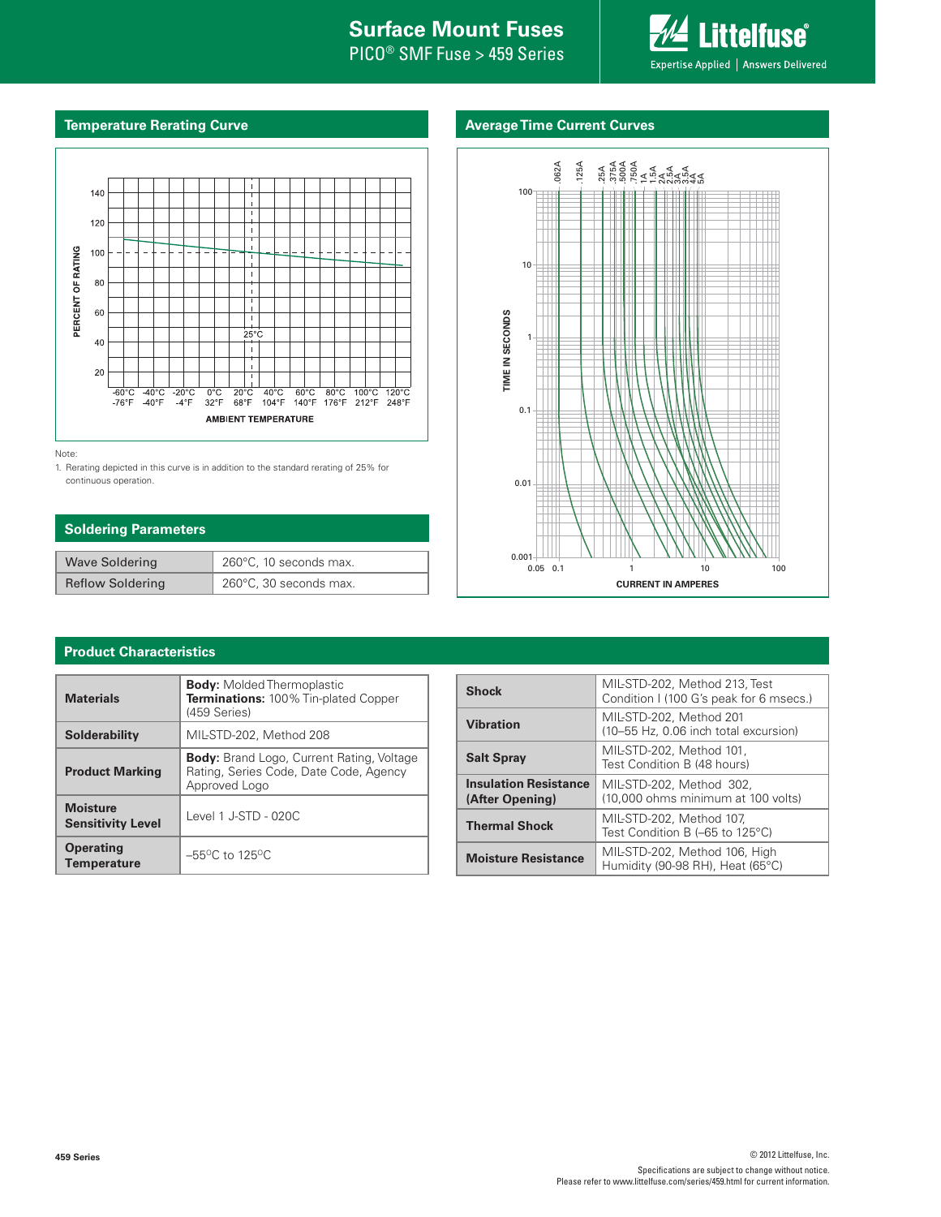## Temperature Rerating Curve

Note:

1. Rerating depicted in this curve is in addition to the standard rerating of 25% for continuous operation.

## Average Time Current Curves

## Soldering Parameters

| | |
|---|---|
| Wave Soldering | 260°C, 10 seconds max. |
| Reflow Soldering | 260°C, 30 seconds max. |

## Product Characteristics

| | |
|---|---|
| **Materials** | **Body:** Molded Thermoplastic<br>**Terminations:** 100% Tin-plated Copper (459 Series) |
| **Solderability** | MIL-STD-202, Method 208 |
| **Product Marking** | **Body:** Brand Logo, Current Rating, Voltage Rating, Series Code, Date Code, Agency Approved Logo |
| **Moisture Sensitivity Level** | Level 1 J-STD - 020C |
| **Operating Temperature** | –55°C to 125°C |

| | |
|---|---|
| **Shock** | MIL-STD-202, Method 213, Test Condition I (100 G's peak for 6 msecs.) |
| **Vibration** | MIL-STD-202, Method 201 (10–55 Hz, 0.06 inch total excursion) |
| **Salt Spray** | MIL-STD-202, Method 101, Test Condition B (48 hours) |
| **Insulation Resistance (After Opening)** | MIL-STD-202, Method 302, (10,000 ohms minimum at 100 volts) |
| **Thermal Shock** | MIL-STD-202, Method 107, Test Condition B (–65 to 125°C) |
| **Moisture Resistance** | MIL-STD-202, Method 106, High Humidity (90-98 RH), Heat (65°C) |

© 2012 Littelfuse, Inc.
Specifications are subject to change without notice.
Please refer to www.littelfuse.com/series/459.html for current information.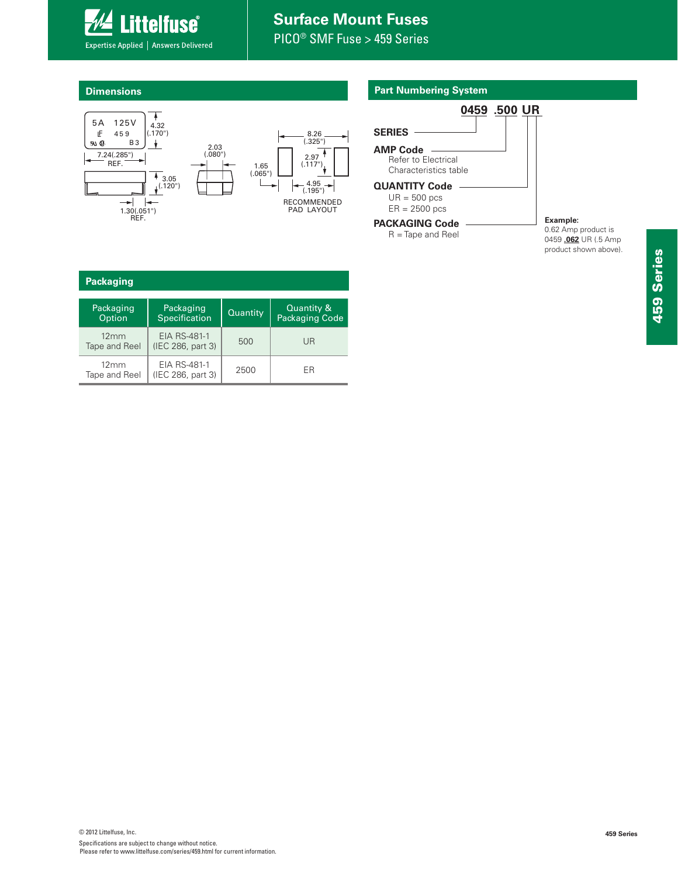## Dimensions

5A 125V
459
B3

4.32 (.170")
7.24(.285") REF.
3.05 (.120")
1.30(.051") REF.
2.03 (.080")
1.65 (.065")
8.26 (.325")
2.97 (.117")
4.95 (.195")

RECOMMENDED PAD LAYOUT

## Part Numbering System

**0459 .500 UR**

**SERIES**

**AMP Code**
Refer to Electrical Characteristics table

**QUANTITY Code**
UR = 500 pcs
ER = 2500 pcs

**PACKAGING Code**
R = Tape and Reel

**Example:**
0.62 Amp product is 0459 **.062** UR (.5 Amp product shown above).

## Packaging

| Packaging Option | Packaging Specification | Quantity | Quantity & Packaging Code |
|---|---|---|---|
| 12mm Tape and Reel | EIA RS-481-1 (IEC 286, part 3) | 500 | UR |
| 12mm Tape and Reel | EIA RS-481-1 (IEC 286, part 3) | 2500 | ER |

© 2012 Littelfuse, Inc.

Specifications are subject to change without notice.
Please refer to www.littelfuse.com/series/459.html for current information.